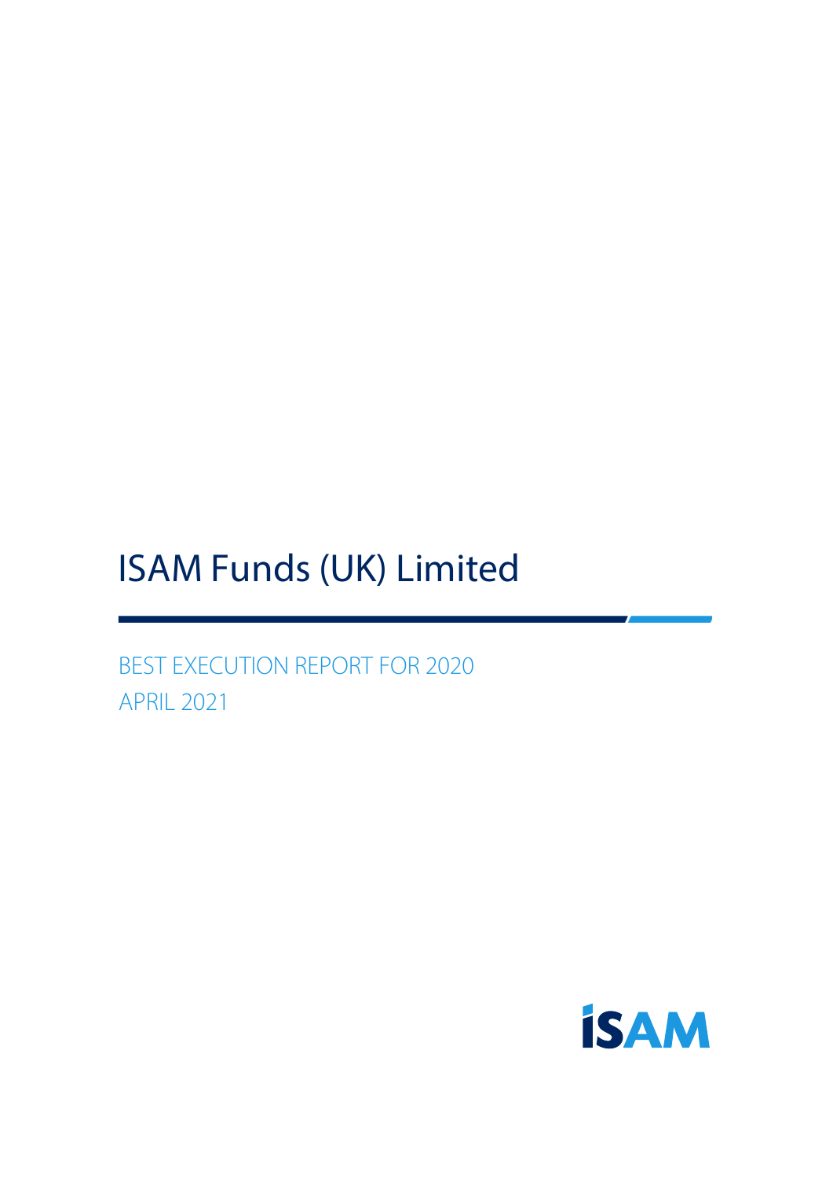# ISAM Funds (UK) Limited

BEST EXECUTION REPORT FOR 2020

APRIL 2021

ISAM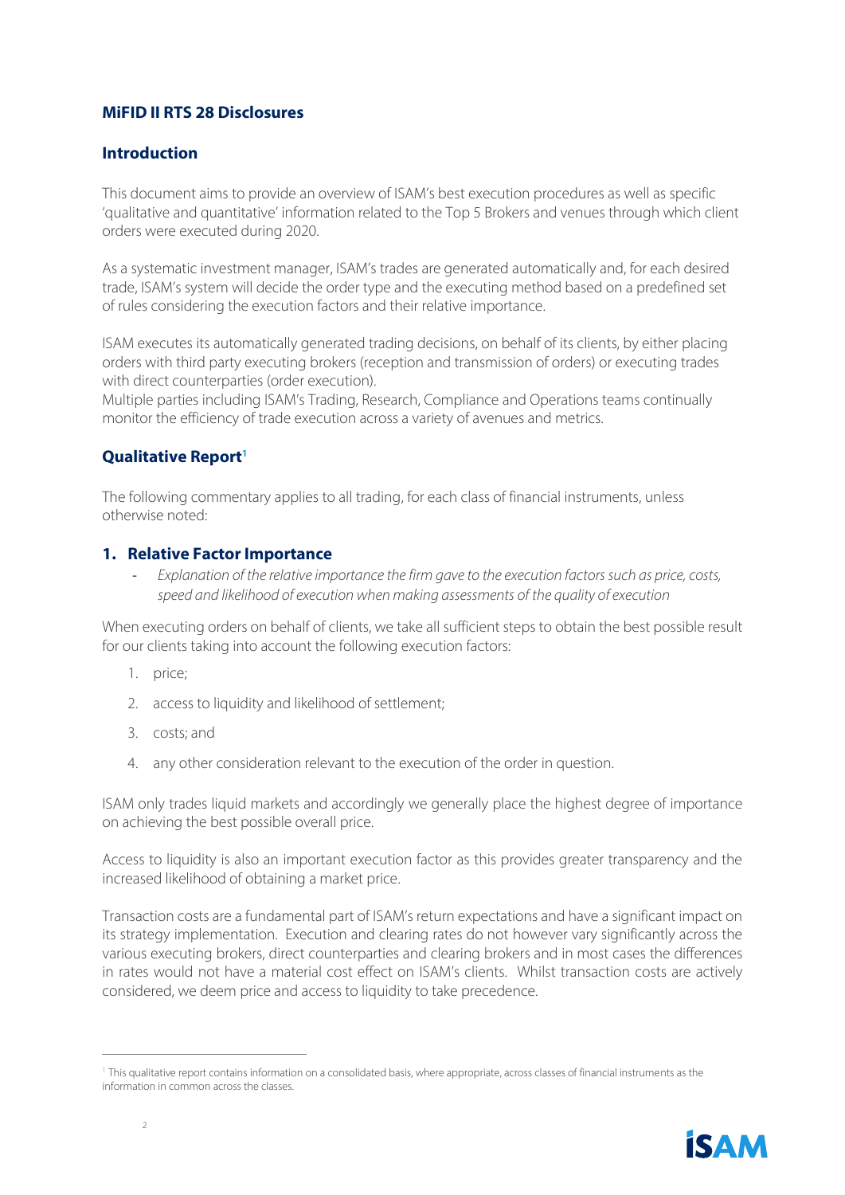## MiFID II RTS 28 Disclosures

### Introduction

This document aims to provide an overview of ISAM's best execution procedures as well as specific 'qualitative and quantitative' information related to the Top 5 Brokers and venues through which client orders were executed during 2020.

As a systematic investment manager, ISAM's trades are generated automatically and, for each desired trade, ISAM's system will decide the order type and the executing method based on a predefined set of rules considering the execution factors and their relative importance.

ISAM executes its automatically generated trading decisions, on behalf of its clients, by either placing orders with third party executing brokers (reception and transmission of orders) or executing trades with direct counterparties (order execution).
Multiple parties including ISAM's Trading, Research, Compliance and Operations teams continually monitor the efficiency of trade execution across a variety of avenues and metrics.

### Qualitative Report[1]

The following commentary applies to all trading, for each class of financial instruments, unless otherwise noted:

### 1. Relative Factor Importance

- *Explanation of the relative importance the firm gave to the execution factors such as price, costs, speed and likelihood of execution when making assessments of the quality of execution*

When executing orders on behalf of clients, we take all sufficient steps to obtain the best possible result for our clients taking into account the following execution factors:

1. price;
2. access to liquidity and likelihood of settlement;
3. costs; and
4. any other consideration relevant to the execution of the order in question.

ISAM only trades liquid markets and accordingly we generally place the highest degree of importance on achieving the best possible overall price.

Access to liquidity is also an important execution factor as this provides greater transparency and the increased likelihood of obtaining a market price.

Transaction costs are a fundamental part of ISAM's return expectations and have a significant impact on its strategy implementation. Execution and clearing rates do not however vary significantly across the various executing brokers, direct counterparties and clearing brokers and in most cases the differences in rates would not have a material cost effect on ISAM's clients. Whilst transaction costs are actively considered, we deem price and access to liquidity to take precedence.

[1] This qualitative report contains information on a consolidated basis, where appropriate, across classes of financial instruments as the information in common across the classes.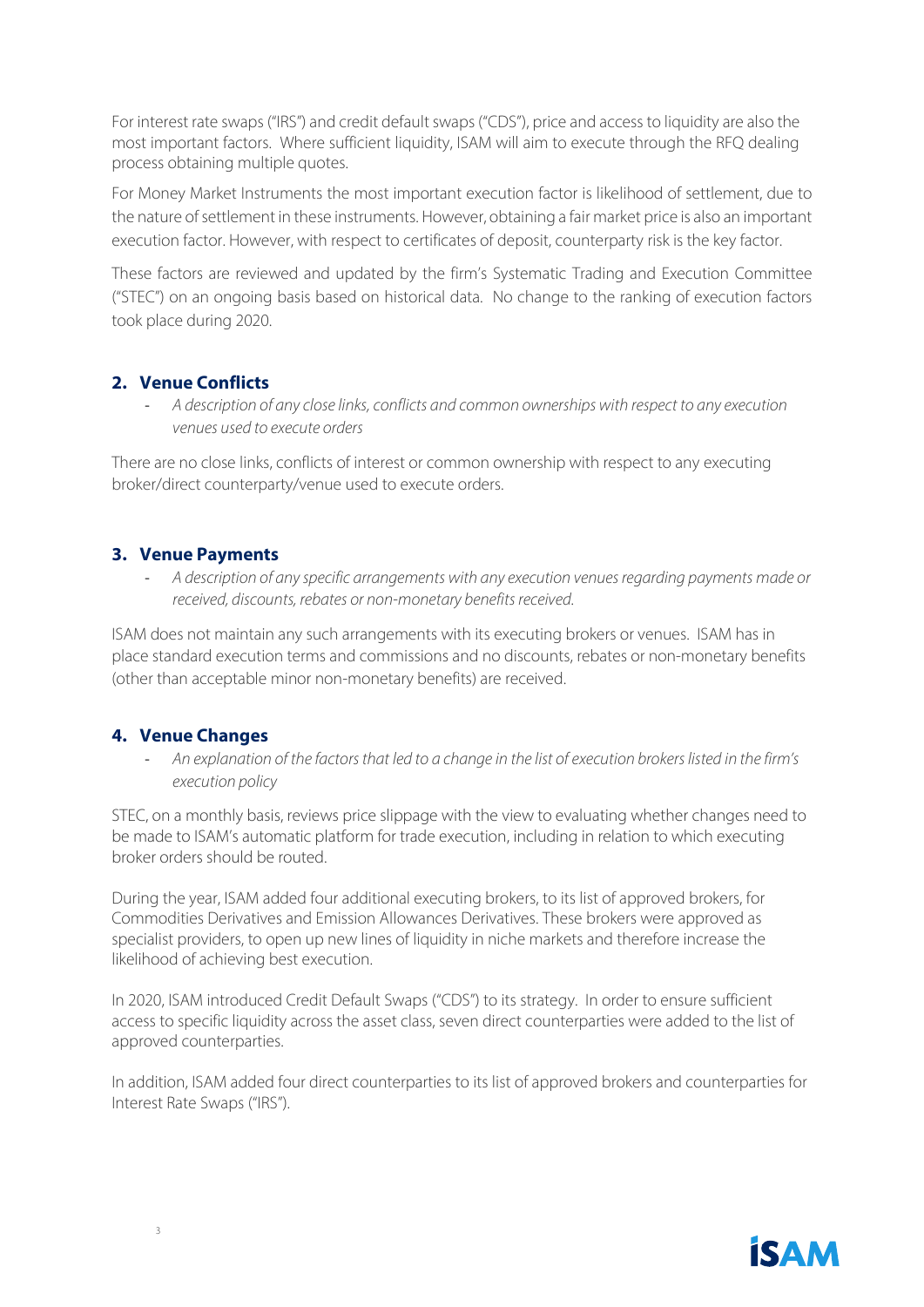For interest rate swaps ("IRS") and credit default swaps ("CDS"), price and access to liquidity are also the most important factors. Where sufficient liquidity, ISAM will aim to execute through the RFQ dealing process obtaining multiple quotes.

For Money Market Instruments the most important execution factor is likelihood of settlement, due to the nature of settlement in these instruments. However, obtaining a fair market price is also an important execution factor. However, with respect to certificates of deposit, counterparty risk is the key factor.

These factors are reviewed and updated by the firm's Systematic Trading and Execution Committee ("STEC") on an ongoing basis based on historical data. No change to the ranking of execution factors took place during 2020.

## 2. Venue Conflicts

- *A description of any close links, conflicts and common ownerships with respect to any execution venues used to execute orders*

There are no close links, conflicts of interest or common ownership with respect to any executing broker/direct counterparty/venue used to execute orders.

## 3. Venue Payments

- *A description of any specific arrangements with any execution venues regarding payments made or received, discounts, rebates or non-monetary benefits received.*

ISAM does not maintain any such arrangements with its executing brokers or venues. ISAM has in place standard execution terms and commissions and no discounts, rebates or non-monetary benefits (other than acceptable minor non-monetary benefits) are received.

## 4. Venue Changes

- *An explanation of the factors that led to a change in the list of execution brokers listed in the firm's execution policy*

STEC, on a monthly basis, reviews price slippage with the view to evaluating whether changes need to be made to ISAM's automatic platform for trade execution, including in relation to which executing broker orders should be routed.

During the year, ISAM added four additional executing brokers, to its list of approved brokers, for Commodities Derivatives and Emission Allowances Derivatives. These brokers were approved as specialist providers, to open up new lines of liquidity in niche markets and therefore increase the likelihood of achieving best execution.

In 2020, ISAM introduced Credit Default Swaps ("CDS") to its strategy. In order to ensure sufficient access to specific liquidity across the asset class, seven direct counterparties were added to the list of approved counterparties.

In addition, ISAM added four direct counterparties to its list of approved brokers and counterparties for Interest Rate Swaps ("IRS").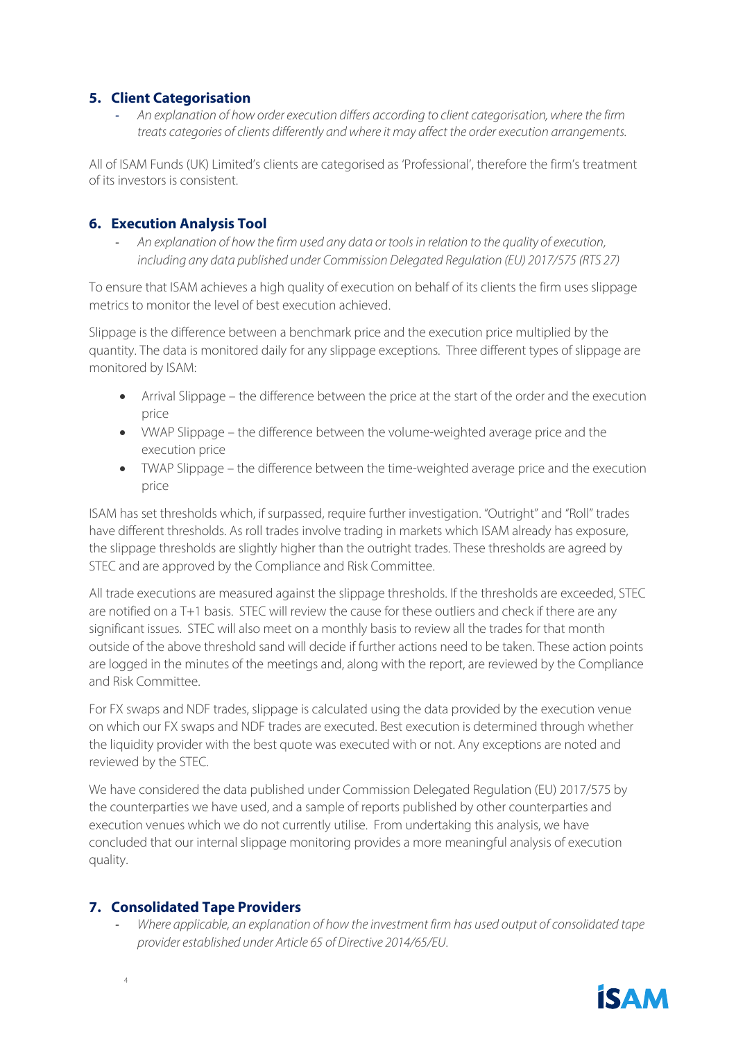## 5. Client Categorisation

- *An explanation of how order execution differs according to client categorisation, where the firm treats categories of clients differently and where it may affect the order execution arrangements.*

All of ISAM Funds (UK) Limited's clients are categorised as 'Professional', therefore the firm's treatment of its investors is consistent.

## 6. Execution Analysis Tool

- *An explanation of how the firm used any data or tools in relation to the quality of execution, including any data published under Commission Delegated Regulation (EU) 2017/575 (RTS 27)*

To ensure that ISAM achieves a high quality of execution on behalf of its clients the firm uses slippage metrics to monitor the level of best execution achieved.

Slippage is the difference between a benchmark price and the execution price multiplied by the quantity. The data is monitored daily for any slippage exceptions. Three different types of slippage are monitored by ISAM:

- Arrival Slippage – the difference between the price at the start of the order and the execution price
- VWAP Slippage – the difference between the volume-weighted average price and the execution price
- TWAP Slippage – the difference between the time-weighted average price and the execution price

ISAM has set thresholds which, if surpassed, require further investigation. "Outright" and "Roll" trades have different thresholds. As roll trades involve trading in markets which ISAM already has exposure, the slippage thresholds are slightly higher than the outright trades. These thresholds are agreed by STEC and are approved by the Compliance and Risk Committee.

All trade executions are measured against the slippage thresholds. If the thresholds are exceeded, STEC are notified on a T+1 basis. STEC will review the cause for these outliers and check if there are any significant issues. STEC will also meet on a monthly basis to review all the trades for that month outside of the above threshold sand will decide if further actions need to be taken. These action points are logged in the minutes of the meetings and, along with the report, are reviewed by the Compliance and Risk Committee.

For FX swaps and NDF trades, slippage is calculated using the data provided by the execution venue on which our FX swaps and NDF trades are executed. Best execution is determined through whether the liquidity provider with the best quote was executed with or not. Any exceptions are noted and reviewed by the STEC.

We have considered the data published under Commission Delegated Regulation (EU) 2017/575 by the counterparties we have used, and a sample of reports published by other counterparties and execution venues which we do not currently utilise. From undertaking this analysis, we have concluded that our internal slippage monitoring provides a more meaningful analysis of execution quality.

## 7. Consolidated Tape Providers

- *Where applicable, an explanation of how the investment firm has used output of consolidated tape provider established under Article 65 of Directive 2014/65/EU.*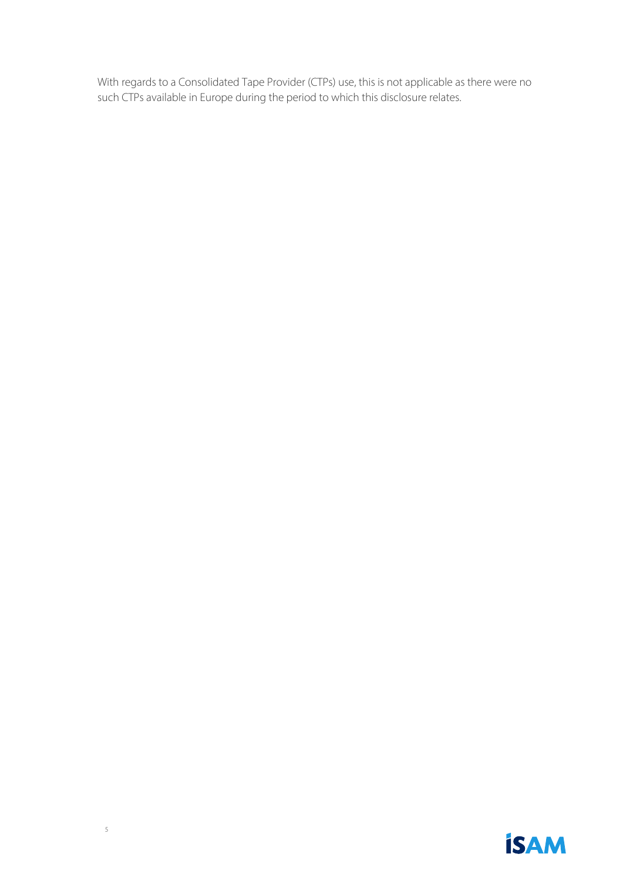With regards to a Consolidated Tape Provider (CTPs) use, this is not applicable as there were no such CTPs available in Europe during the period to which this disclosure relates.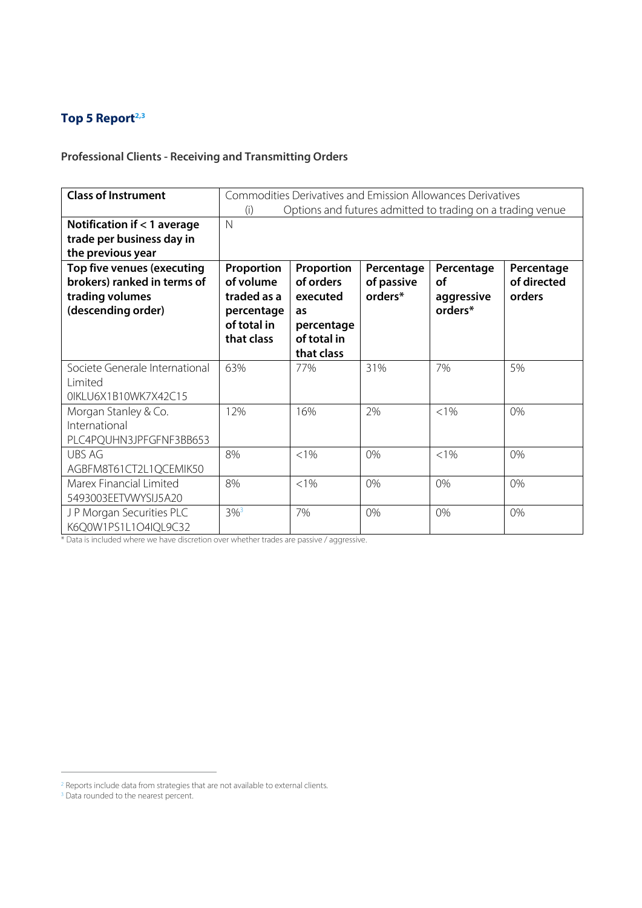# Top 5 Report[2,3]

## Professional Clients - Receiving and Transmitting Orders

| Class of Instrument | Commodities Derivatives and Emission Allowances Derivatives (i) Options and futures admitted to trading on a trading venue | | | | |
|---|---|---|---|---|---|
| Notification if < 1 average trade per business day in the previous year | N | | | | |
| **Top five venues (executing brokers) ranked in terms of trading volumes (descending order)** | **Proportion of volume traded as a percentage of total in that class** | **Proportion of orders executed as percentage of total in that class** | **Percentage of passive orders*** | **Percentage of aggressive orders*** | **Percentage of directed orders** |
| Societe Generale International Limited 0IKLU6X1B10WK7X42C15 | 63% | 77% | 31% | 7% | 5% |
| Morgan Stanley & Co. International PLC4PQUHN3JPFGFNF3BB653 | 12% | 16% | 2% | <1% | 0% |
| UBS AG AGBFM8T61CT2L1QCEMIK50 | 8% | <1% | 0% | <1% | 0% |
| Marex Financial Limited 5493003EETVWYSIJ5A20 | 8% | <1% | 0% | 0% | 0% |
| J P Morgan Securities PLC K6Q0W1PS1L1O4IQL9C32 | 3%[3] | 7% | 0% | 0% | 0% |

* Data is included where we have discretion over whether trades are passive / aggressive.

---

[2] Reports include data from strategies that are not available to external clients.

[3] Data rounded to the nearest percent.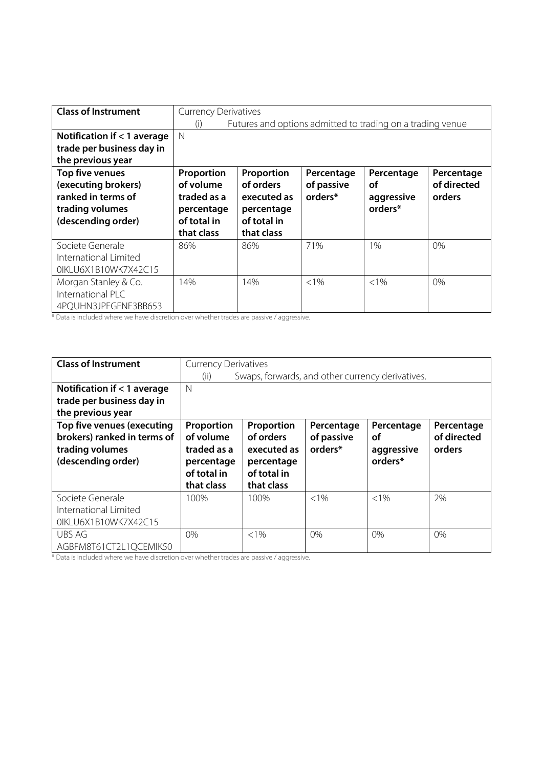| Class of Instrument | Currency Derivatives<br>(i) Futures and options admitted to trading on a trading venue | | | |
|---|---|---|---|---|
| **Notification if < 1 average trade per business day in the previous year** | N | | | |
| **Top five venues (executing brokers) ranked in terms of trading volumes (descending order)** | **Proportion of volume traded as a percentage of total in that class** | **Proportion of orders executed as percentage of total in that class** | **Percentage of passive orders*** | **Percentage of aggressive orders*** | **Percentage of directed orders** |
| Societe Generale International Limited 0IKLU6X1B10WK7X42C15 | 86% | 86% | 71% | 1% | 0% |
| Morgan Stanley & Co. International PLC 4PQUHN3JPFGFNF3BB653 | 14% | 14% | <1% | <1% | 0% |

* Data is included where we have discretion over whether trades are passive / aggressive.

| Class of Instrument | Currency Derivatives<br>(ii) Swaps, forwards, and other currency derivatives. | | | | |
|---|---|---|---|---|---|
| **Notification if < 1 average trade per business day in the previous year** | N | | | | |
| **Top five venues (executing brokers) ranked in terms of trading volumes (descending order)** | **Proportion of volume traded as a percentage of total in that class** | **Proportion of orders executed as percentage of total in that class** | **Percentage of passive orders*** | **Percentage of aggressive orders*** | **Percentage of directed orders** |
| Societe Generale International Limited 0IKLU6X1B10WK7X42C15 | 100% | 100% | <1% | <1% | 2% |
| UBS AG AGBFM8T61CT2L1QCEMIK50 | 0% | <1% | 0% | 0% | 0% |

* Data is included where we have discretion over whether trades are passive / aggressive.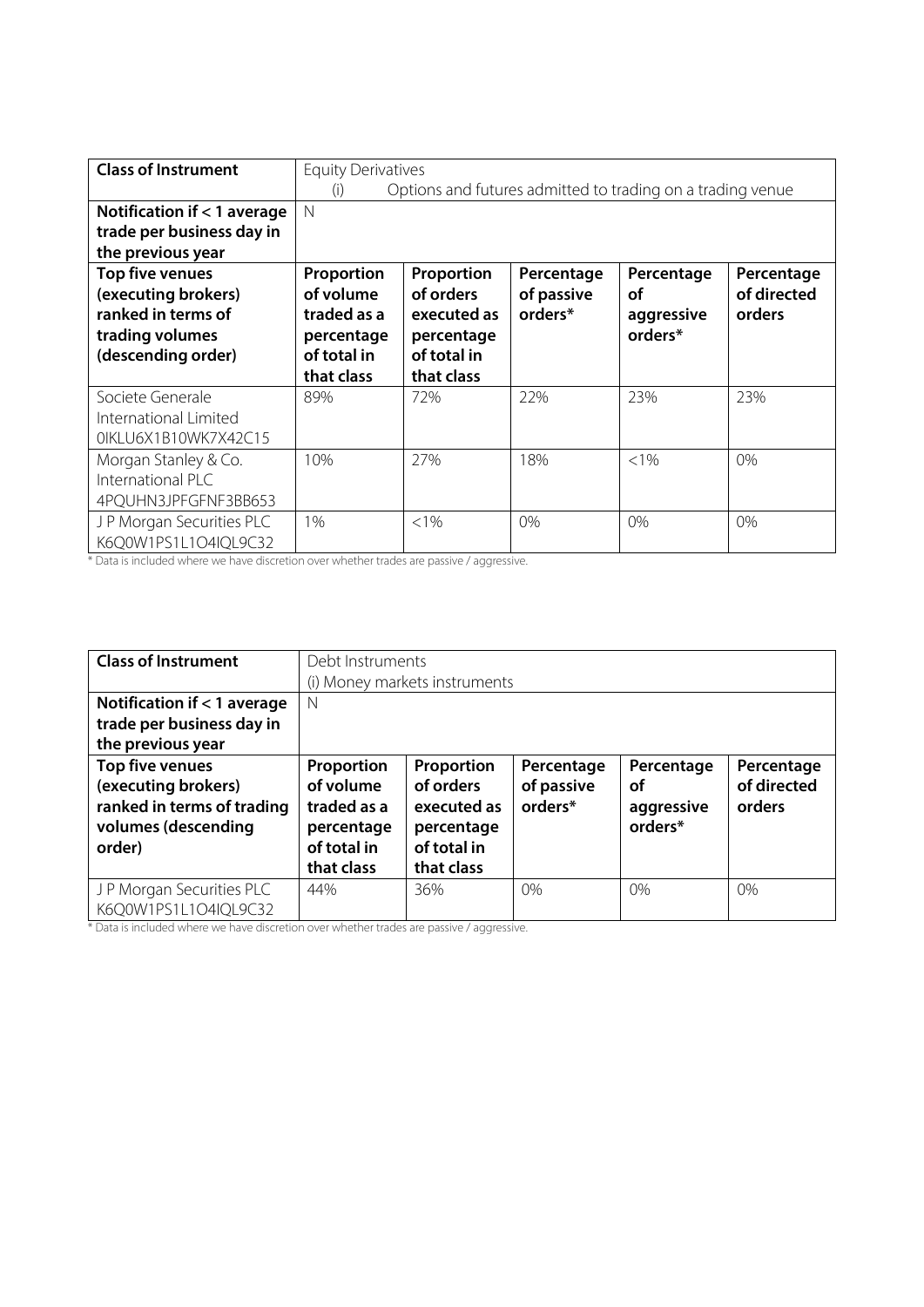| Class of Instrument | Equity Derivatives<br>(i) Options and futures admitted to trading on a trading venue | | | |
|---|---|---|---|---|
| **Notification if < 1 average trade per business day in the previous year** | N | | | |
| **Top five venues (executing brokers) ranked in terms of trading volumes (descending order)** | **Proportion of volume traded as a percentage of total in that class** | **Proportion of orders executed as percentage of total in that class** | **Percentage of passive orders*** | **Percentage of aggressive orders*** | **Percentage of directed orders** |
| Societe Generale International Limited 0IKLU6X1B10WK7X42C15 | 89% | 72% | 22% | 23% | 23% |
| Morgan Stanley & Co. International PLC 4PQUHN3JPFGFNF3BB653 | 10% | 27% | 18% | <1% | 0% |
| J P Morgan Securities PLC K6Q0W1PS1L1O4IQL9C32 | 1% | <1% | 0% | 0% | 0% |

* Data is included where we have discretion over whether trades are passive / aggressive.

| Class of Instrument | Debt Instruments<br>(i) Money markets instruments | | | | |
|---|---|---|---|---|---|
| **Notification if < 1 average trade per business day in the previous year** | N | | | | |
| **Top five venues (executing brokers) ranked in terms of trading volumes (descending order)** | **Proportion of volume traded as a percentage of total in that class** | **Proportion of orders executed as percentage of total in that class** | **Percentage of passive orders*** | **Percentage of aggressive orders*** | **Percentage of directed orders** |
| J P Morgan Securities PLC K6Q0W1PS1L1O4IQL9C32 | 44% | 36% | 0% | 0% | 0% |

* Data is included where we have discretion over whether trades are passive / aggressive.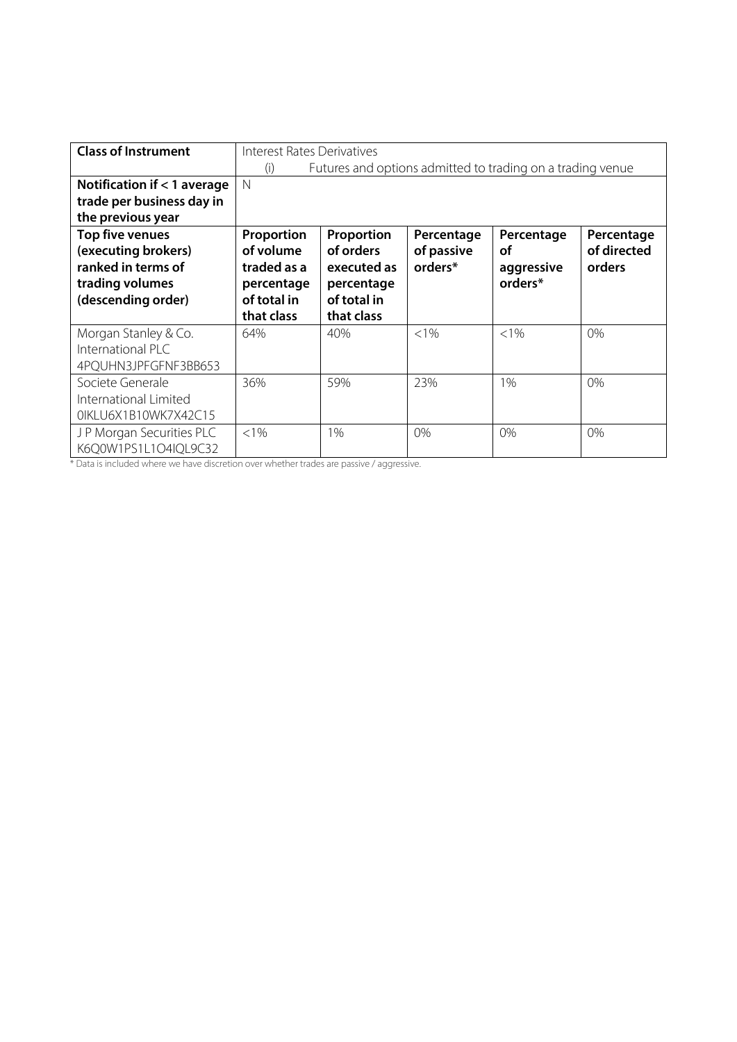| **Class of Instrument** | Interest Rates Derivatives<br>(i) Futures and options admitted to trading on a trading venue | | | |
|---|---|---|---|---|---|
| **Notification if < 1 average trade per business day in the previous year** | N | | | | |
| **Top five venues (executing brokers) ranked in terms of trading volumes (descending order)** | **Proportion of volume traded as a percentage of total in that class** | **Proportion of orders executed as percentage of total in that class** | **Percentage of passive orders*** | **Percentage of aggressive orders*** | **Percentage of directed orders** |
| Morgan Stanley & Co. International PLC 4PQUHN3JPFGFNF3BB653 | 64% | 40% | <1% | <1% | 0% |
| Societe Generale International Limited 0IKLU6X1B10WK7X42C15 | 36% | 59% | 23% | 1% | 0% |
| J P Morgan Securities PLC K6Q0W1PS1L1O4IQL9C32 | <1% | 1% | 0% | 0% | 0% |

* Data is included where we have discretion over whether trades are passive / aggressive.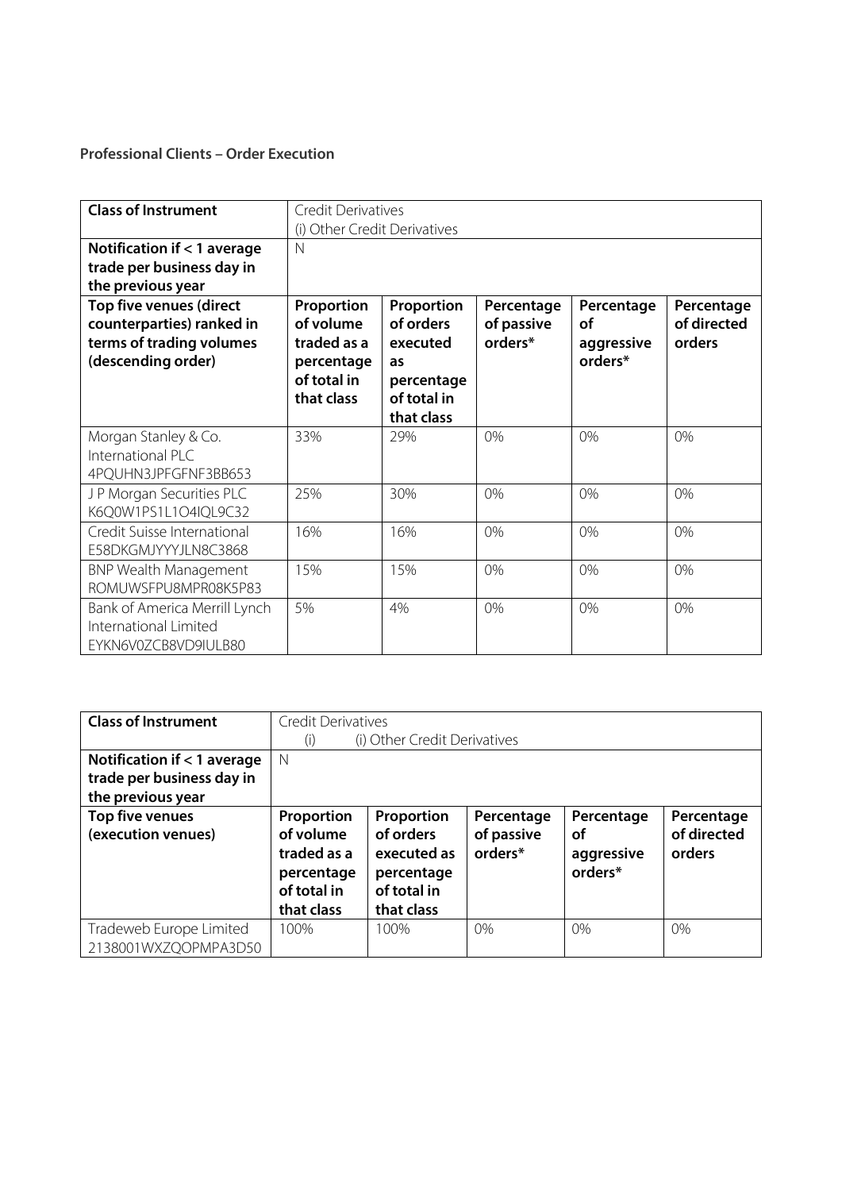**Professional Clients – Order Execution**

| Class of Instrument | Credit Derivatives<br>(i) Other Credit Derivatives | | | | |
|---|---|---|---|---|---|
| **Notification if < 1 average trade per business day in the previous year** | N | | | | |
| **Top five venues (direct counterparties) ranked in terms of trading volumes (descending order)** | **Proportion of volume traded as a percentage of total in that class** | **Proportion of orders executed as percentage of total in that class** | **Percentage of passive orders*** | **Percentage of aggressive orders*** | **Percentage of directed orders** |
| Morgan Stanley & Co. International PLC 4PQUHN3JPFGFNF3BB653 | 33% | 29% | 0% | 0% | 0% |
| J P Morgan Securities PLC K6Q0W1PS1L1O4IQL9C32 | 25% | 30% | 0% | 0% | 0% |
| Credit Suisse International E58DKGMJYYYJLN8C3868 | 16% | 16% | 0% | 0% | 0% |
| BNP Wealth Management ROMUWSFPU8MPR08K5P83 | 15% | 15% | 0% | 0% | 0% |
| Bank of America Merrill Lynch International Limited EYKN6V0ZCB8VD9IULB80 | 5% | 4% | 0% | 0% | 0% |

| Class of Instrument | Credit Derivatives<br>(i) (i) Other Credit Derivatives | | | | |
|---|---|---|---|---|---|
| **Notification if < 1 average trade per business day in the previous year** | N | | | | |
| **Top five venues (execution venues)** | **Proportion of volume traded as a percentage of total in that class** | **Proportion of orders executed as percentage of total in that class** | **Percentage of passive orders*** | **Percentage of aggressive orders*** | **Percentage of directed orders** |
| Tradeweb Europe Limited 2138001WXZQOPMPA3D50 | 100% | 100% | 0% | 0% | 0% |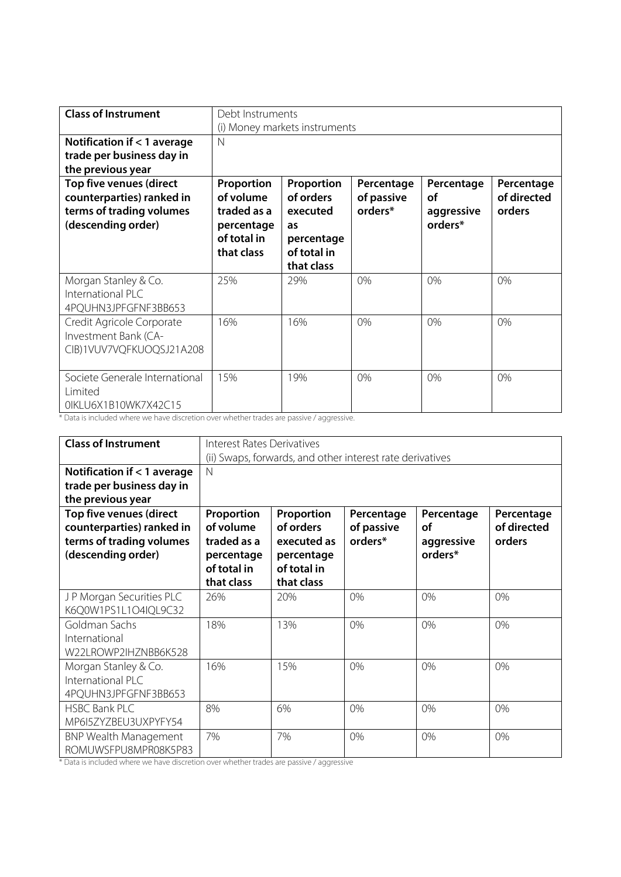| Class of Instrument | Debt Instruments (i) Money markets instruments | | | | |
|---|---|---|---|---|---|
| **Notification if < 1 average trade per business day in the previous year** | N | | | | |
| **Top five venues (direct counterparties) ranked in terms of trading volumes (descending order)** | **Proportion of volume traded as a percentage of total in that class** | **Proportion of orders executed as percentage of total in that class** | **Percentage of passive orders*** | **Percentage of aggressive orders*** | **Percentage of directed orders** |
| Morgan Stanley & Co. International PLC 4PQUHN3JPFGFNF3BB653 | 25% | 29% | 0% | 0% | 0% |
| Credit Agricole Corporate Investment Bank (CA-CIB)1VUV7VQFKUOQSJ21A208 | 16% | 16% | 0% | 0% | 0% |
| Societe Generale International Limited 0IKLU6X1B10WK7X42C15 | 15% | 19% | 0% | 0% | 0% |

* Data is included where we have discretion over whether trades are passive / aggressive.

| Class of Instrument | Interest Rates Derivatives (ii) Swaps, forwards, and other interest rate derivatives | | | | |
|---|---|---|---|---|---|
| **Notification if < 1 average trade per business day in the previous year** | N | | | | |
| **Top five venues (direct counterparties) ranked in terms of trading volumes (descending order)** | **Proportion of volume traded as a percentage of total in that class** | **Proportion of orders executed as percentage of total in that class** | **Percentage of passive orders*** | **Percentage of aggressive orders*** | **Percentage of directed orders** |
| J P Morgan Securities PLC K6Q0W1PS1L1O4IQL9C32 | 26% | 20% | 0% | 0% | 0% |
| Goldman Sachs International W22LROWP2IHZNBB6K528 | 18% | 13% | 0% | 0% | 0% |
| Morgan Stanley & Co. International PLC 4PQUHN3JPFGFNF3BB653 | 16% | 15% | 0% | 0% | 0% |
| HSBC Bank PLC MP6I5ZYZBEU3UXPYFY54 | 8% | 6% | 0% | 0% | 0% |
| BNP Wealth Management ROMUWSFPU8MPR08K5P83 | 7% | 7% | 0% | 0% | 0% |

* Data is included where we have discretion over whether trades are passive / aggressive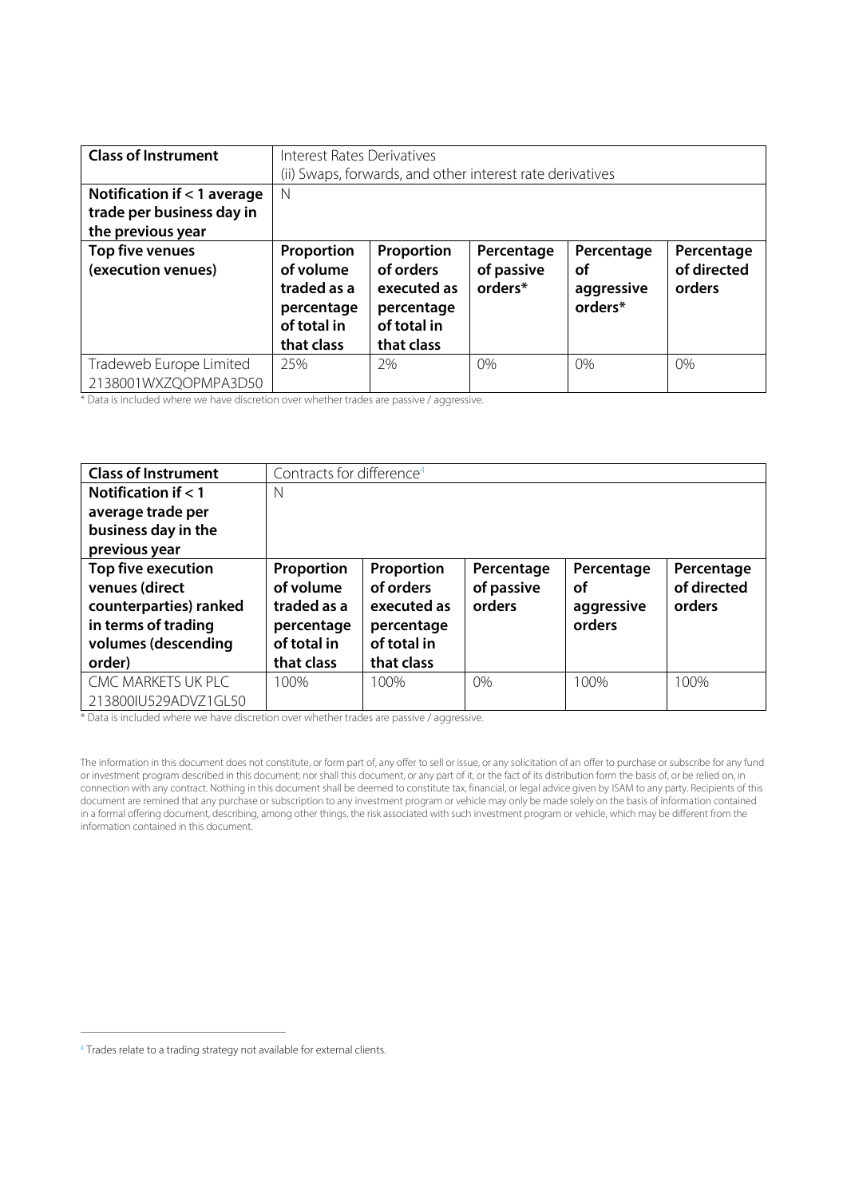| **Class of Instrument** | Interest Rates Derivatives (ii) Swaps, forwards, and other interest rate derivatives | | | |
|---|---|---|---|---|
| **Notification if < 1 average trade per business day in the previous year** | N | | | |
| **Top five venues (execution venues)** | **Proportion of volume traded as a percentage of total in that class** | **Proportion of orders executed as percentage of total in that class** | **Percentage of passive orders*** | **Percentage of aggressive orders*** | **Percentage of directed orders** |
| Tradeweb Europe Limited 2138001WXZQOPMPA3D50 | 25% | 2% | 0% | 0% | 0% |

\* Data is included where we have discretion over whether trades are passive / aggressive.

| **Class of Instrument** | Contracts for difference[4] | | | | |
|---|---|---|---|---|---|
| **Notification if < 1 average trade per business day in the previous year** | N | | | | |
| **Top five execution venues (direct counterparties) ranked in terms of trading volumes (descending order)** | **Proportion of volume traded as a percentage of total in that class** | **Proportion of orders executed as percentage of total in that class** | **Percentage of passive orders** | **Percentage of aggressive orders** | **Percentage of directed orders** |
| CMC MARKETS UK PLC 213800IU529ADVZ1GL50 | 100% | 100% | 0% | 100% | 100% |

\* Data is included where we have discretion over whether trades are passive / aggressive.

The information in this document does not constitute, or form part of, any offer to sell or issue, or any solicitation of an offer to purchase or subscribe for any fund or investment program described in this document; nor shall this document, or any part of it, or the fact of its distribution form the basis of, or be relied on, in connection with any contract. Nothing in this document shall be deemed to constitute tax, financial, or legal advice given by ISAM to any party. Recipients of this document are remined that any purchase or subscription to any investment program or vehicle may only be made solely on the basis of information contained in a formal offering document, describing, among other things, the risk associated with such investment program or vehicle, which may be different from the information contained in this document.

[4] Trades relate to a trading strategy not available for external clients.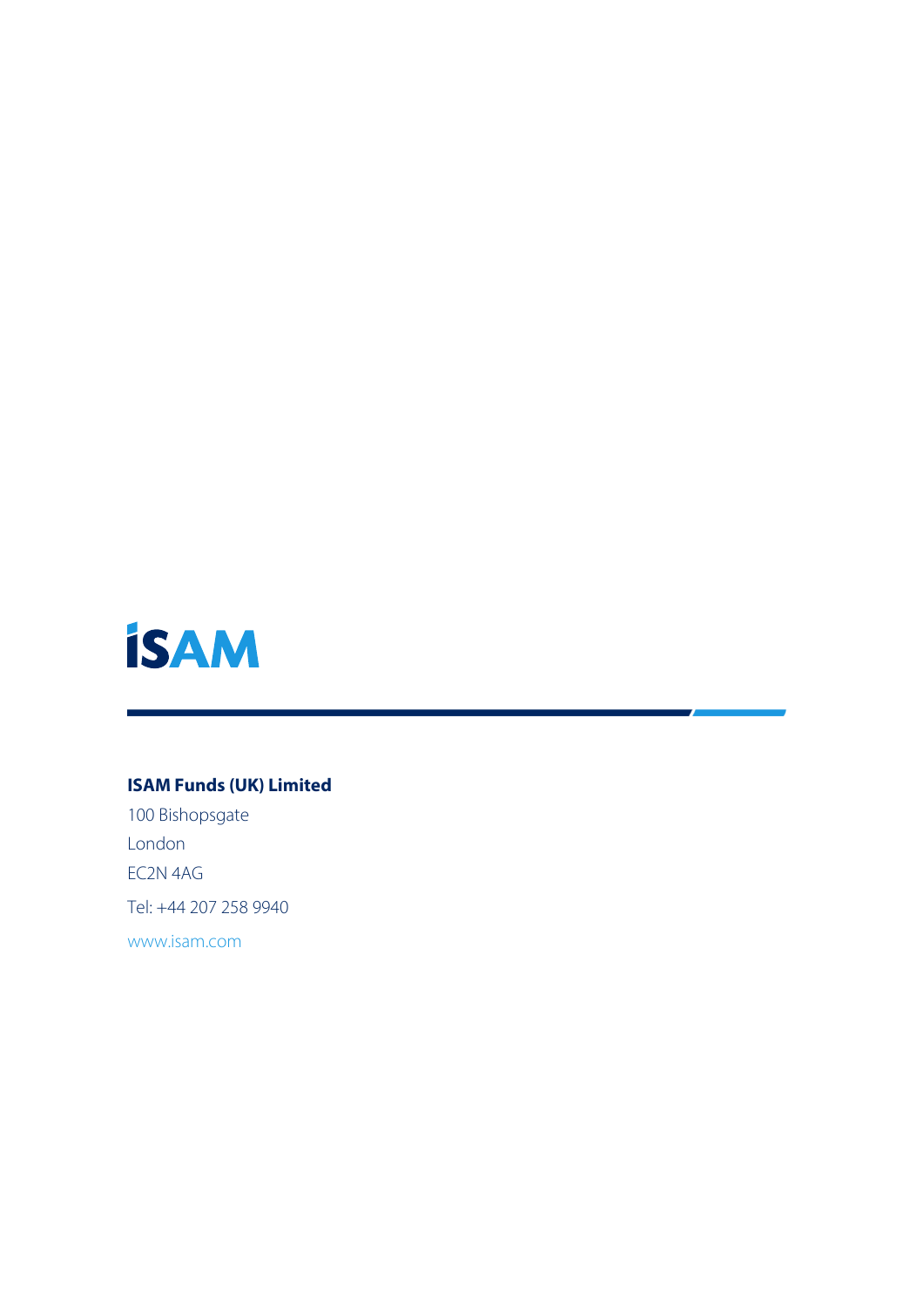ISAM

**ISAM Funds (UK) Limited**

100 Bishopsgate

London

EC2N 4AG

Tel: +44 207 258 9940

www.isam.com